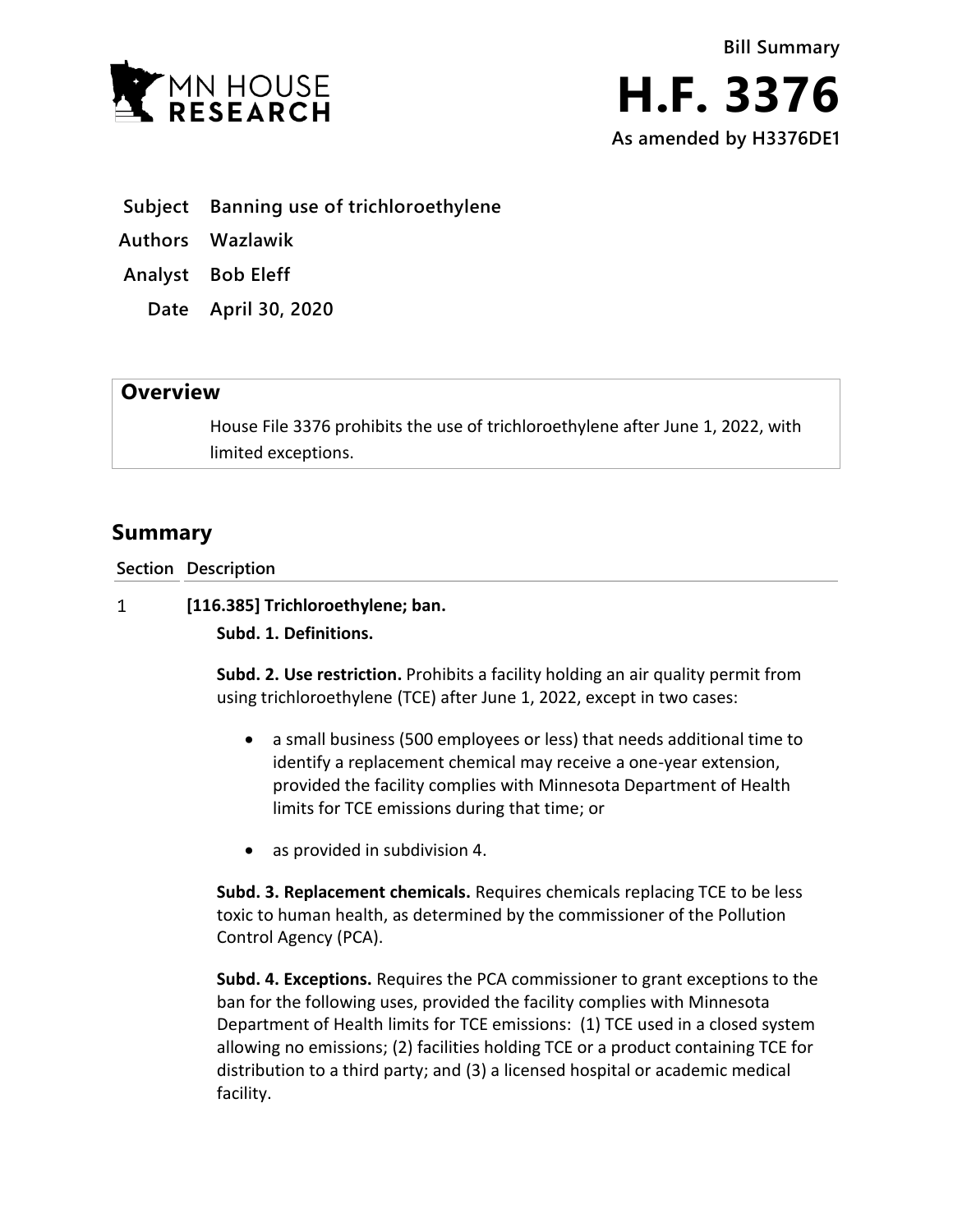Bill Summary

# H.F. 3376

**As amended by H3376DE1**

**Subject** Banning use of trichloroethylene

**Authors** Wazlawik

**Analyst** Bob Eleff

**Date** April 30, 2020

## Overview

House File 3376 prohibits the use of trichloroethylene after June 1, 2022, with limited exceptions.

## Summary

**Section Description**

1 **[116.385] Trichloroethylene; ban.**

**Subd. 1. Definitions.**

**Subd. 2. Use restriction.** Prohibits a facility holding an air quality permit from using trichloroethylene (TCE) after June 1, 2022, except in two cases:

- a small business (500 employees or less) that needs additional time to identify a replacement chemical may receive a one-year extension, provided the facility complies with Minnesota Department of Health limits for TCE emissions during that time; or
- as provided in subdivision 4.

**Subd. 3. Replacement chemicals.** Requires chemicals replacing TCE to be less toxic to human health, as determined by the commissioner of the Pollution Control Agency (PCA).

**Subd. 4. Exceptions.** Requires the PCA commissioner to grant exceptions to the ban for the following uses, provided the facility complies with Minnesota Department of Health limits for TCE emissions: (1) TCE used in a closed system allowing no emissions; (2) facilities holding TCE or a product containing TCE for distribution to a third party; and (3) a licensed hospital or academic medical facility.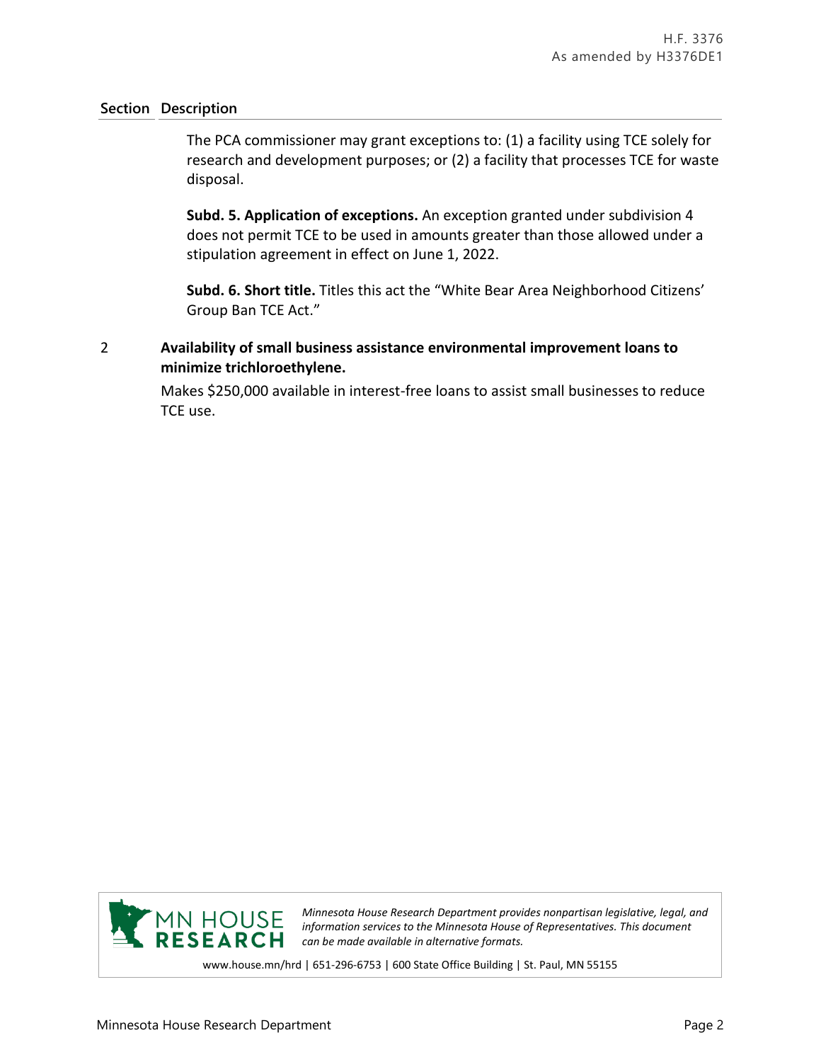| Section | Description |
|---|---|
| | The PCA commissioner may grant exceptions to: (1) a facility using TCE solely for research and development purposes; or (2) a facility that processes TCE for waste disposal. |
| | **Subd. 5. Application of exceptions.** An exception granted under subdivision 4 does not permit TCE to be used in amounts greater than those allowed under a stipulation agreement in effect on June 1, 2022. |
| | **Subd. 6. Short title.** Titles this act the "White Bear Area Neighborhood Citizens' Group Ban TCE Act." |
| 2 | **Availability of small business assistance environmental improvement loans to minimize trichloroethylene.** Makes $250,000 available in interest-free loans to assist small businesses to reduce TCE use. |

*Minnesota House Research Department provides nonpartisan legislative, legal, and information services to the Minnesota House of Representatives. This document can be made available in alternative formats.*

www.house.mn/hrd | 651-296-6753 | 600 State Office Building | St. Paul, MN 55155